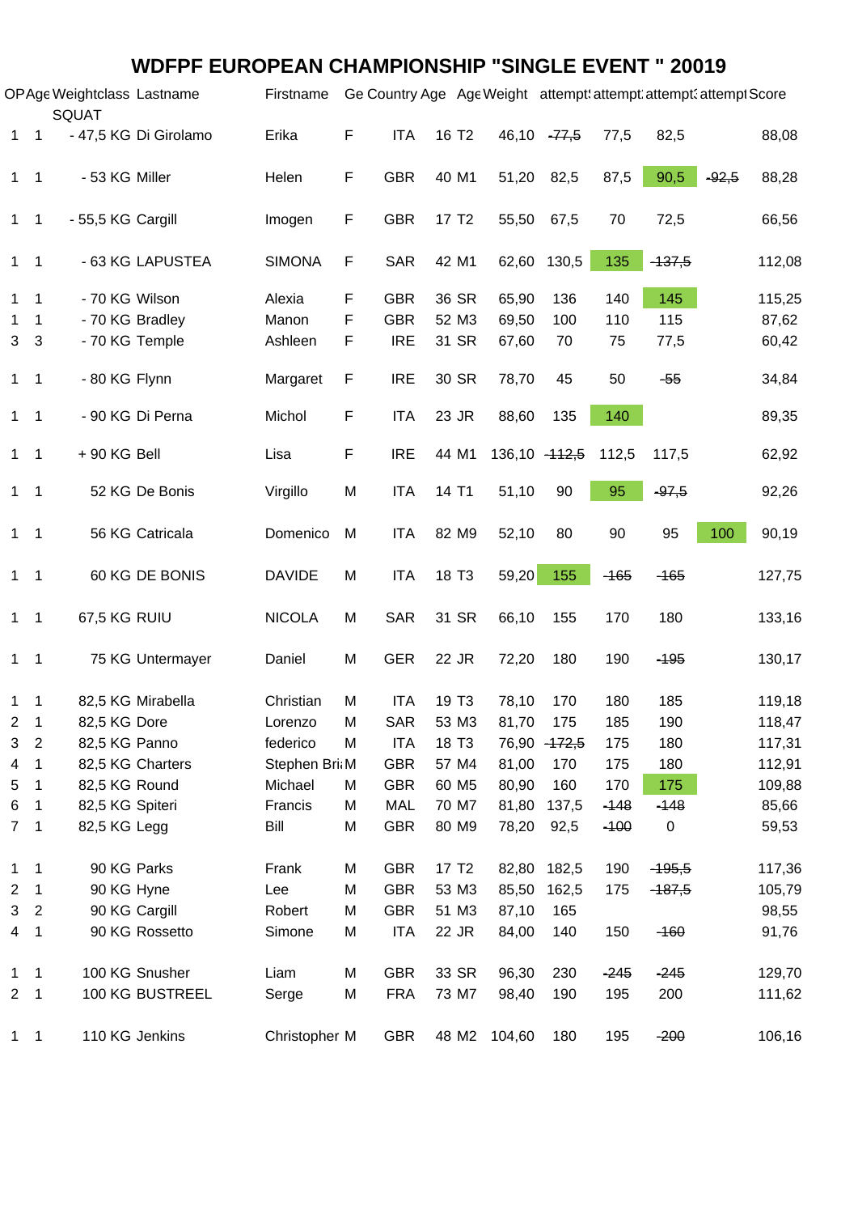# WDFPF EUROPEAN CHAMPIONSHIP "SINGLE EVENT " 20019

| OP | Age | Weightclass | Lastname | Firstname | Ge | Country | Age | Age | Weight | attempt | attempt | attempt | attempt | Score |
|---|---|---|---|---|---|---|---|---|---|---|---|---|---|---|
| | | SQUAT | | | | | | | | | | | | |
| 1 | 1 | - 47,5 KG | Di Girolamo | Erika | F | ITA | 16 | T2 | 46,10 | ~~77,5~~ | 77,5 | 82,5 | | 88,08 |
| 1 | 1 | - 53 KG | Miller | Helen | F | GBR | 40 | M1 | 51,20 | 82,5 | 87,5 | 90,5 | ~~92,5~~ | 88,28 |
| 1 | 1 | - 55,5 KG | Cargill | Imogen | F | GBR | 17 | T2 | 55,50 | 67,5 | 70 | 72,5 | | 66,56 |
| 1 | 1 | - 63 KG | LAPUSTEA | SIMONA | F | SAR | 42 | M1 | 62,60 | 130,5 | 135 | ~~137,5~~ | | 112,08 |
| 1 | 1 | - 70 KG | Wilson | Alexia | F | GBR | 36 | SR | 65,90 | 136 | 140 | 145 | | 115,25 |
| 1 | 1 | - 70 KG | Bradley | Manon | F | GBR | 52 | M3 | 69,50 | 100 | 110 | 115 | | 87,62 |
| 3 | 3 | - 70 KG | Temple | Ashleen | F | IRE | 31 | SR | 67,60 | 70 | 75 | 77,5 | | 60,42 |
| 1 | 1 | - 80 KG | Flynn | Margaret | F | IRE | 30 | SR | 78,70 | 45 | 50 | ~~55~~ | | 34,84 |
| 1 | 1 | - 90 KG | Di Perna | Michol | F | ITA | 23 | JR | 88,60 | 135 | 140 | | | 89,35 |
| 1 | 1 | + 90 KG | Bell | Lisa | F | IRE | 44 | M1 | 136,10 | ~~112,5~~ | 112,5 | 117,5 | | 62,92 |
| 1 | 1 | 52 KG | De Bonis | Virgillo | M | ITA | 14 | T1 | 51,10 | 90 | 95 | ~~97,5~~ | | 92,26 |
| 1 | 1 | 56 KG | Catricala | Domenico | M | ITA | 82 | M9 | 52,10 | 80 | 90 | 95 | 100 | 90,19 |
| 1 | 1 | 60 KG | DE BONIS | DAVIDE | M | ITA | 18 | T3 | 59,20 | 155 | ~~165~~ | ~~165~~ | | 127,75 |
| 1 | 1 | 67,5 KG | RUIU | NICOLA | M | SAR | 31 | SR | 66,10 | 155 | 170 | 180 | | 133,16 |
| 1 | 1 | 75 KG | Untermayer | Daniel | M | GER | 22 | JR | 72,20 | 180 | 190 | ~~195~~ | | 130,17 |
| 1 | 1 | 82,5 KG | Mirabella | Christian | M | ITA | 19 | T3 | 78,10 | 170 | 180 | 185 | | 119,18 |
| 2 | 1 | 82,5 KG | Dore | Lorenzo | M | SAR | 53 | M3 | 81,70 | 175 | 185 | 190 | | 118,47 |
| 3 | 2 | 82,5 KG | Panno | federico | M | ITA | 18 | T3 | 76,90 | ~~172,5~~ | 175 | 180 | | 117,31 |
| 4 | 1 | 82,5 KG | Charters | Stephen Bri | M | GBR | 57 | M4 | 81,00 | 170 | 175 | 180 | | 112,91 |
| 5 | 1 | 82,5 KG | Round | Michael | M | GBR | 60 | M5 | 80,90 | 160 | 170 | 175 | | 109,88 |
| 6 | 1 | 82,5 KG | Spiteri | Francis | M | MAL | 70 | M7 | 81,80 | 137,5 | ~~148~~ | ~~148~~ | | 85,66 |
| 7 | 1 | 82,5 KG | Legg | Bill | M | GBR | 80 | M9 | 78,20 | 92,5 | ~~100~~ | 0 | | 59,53 |
| 1 | 1 | 90 KG | Parks | Frank | M | GBR | 17 | T2 | 82,80 | 182,5 | 190 | ~~195,5~~ | | 117,36 |
| 2 | 1 | 90 KG | Hyne | Lee | M | GBR | 53 | M3 | 85,50 | 162,5 | 175 | ~~187,5~~ | | 105,79 |
| 3 | 2 | 90 KG | Cargill | Robert | M | GBR | 51 | M3 | 87,10 | 165 | | | | 98,55 |
| 4 | 1 | 90 KG | Rossetto | Simone | M | ITA | 22 | JR | 84,00 | 140 | 150 | ~~160~~ | | 91,76 |
| 1 | 1 | 100 KG | Snusher | Liam | M | GBR | 33 | SR | 96,30 | 230 | ~~245~~ | ~~245~~ | | 129,70 |
| 2 | 1 | 100 KG | BUSTREEL | Serge | M | FRA | 73 | M7 | 98,40 | 190 | 195 | 200 | | 111,62 |
| 1 | 1 | 110 KG | Jenkins | Christopher | M | GBR | 48 | M2 | 104,60 | 180 | 195 | ~~200~~ | | 106,16 |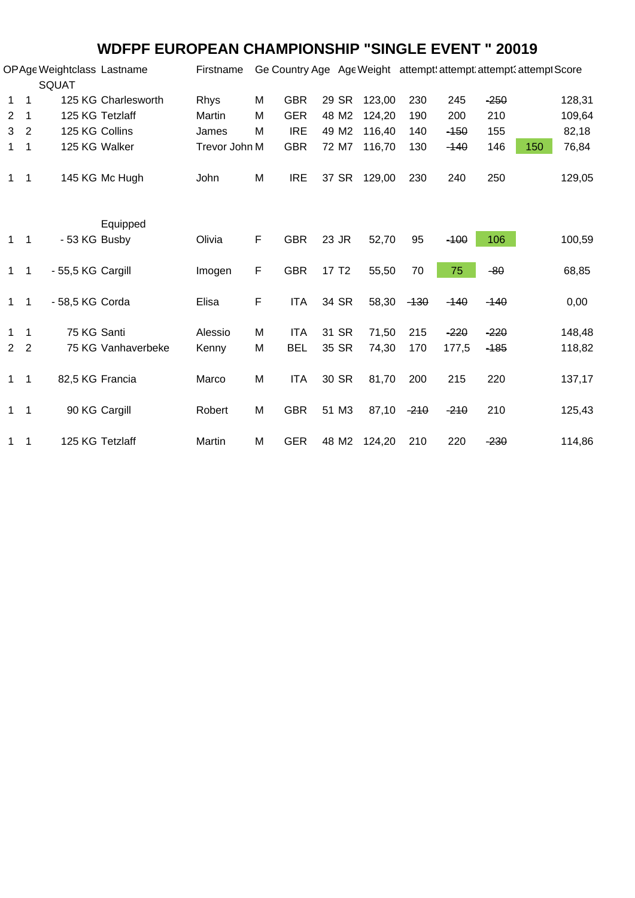# WDFPF EUROPEAN CHAMPIONSHIP "SINGLE EVENT " 20019

| OP | Age | Weightclass | Lastname | Firstname | Ge | Country | Age | Age | Weight | attempt1 | attempt2 | attempt3 | attempt4 | Score |
|---|---|---|---|---|---|---|---|---|---|---|---|---|---|---|
| | | SQUAT | | | | | | | | | | | | |
| 1 | 1 | 125 KG | Charlesworth | Rhys | M | GBR | 29 | SR | 123,00 | 230 | 245 | ~~250~~ | | 128,31 |
| 2 | 1 | 125 KG | Tetzlaff | Martin | M | GER | 48 | M2 | 124,20 | 190 | 200 | 210 | | 109,64 |
| 3 | 2 | 125 KG | Collins | James | M | IRE | 49 | M2 | 116,40 | 140 | ~~150~~ | 155 | | 82,18 |
| 1 | 1 | 125 KG | Walker | Trevor John | M | GBR | 72 | M7 | 116,70 | 130 | ~~140~~ | 146 | 150 | 76,84 |
| 1 | 1 | 145 KG | Mc Hugh | John | M | IRE | 37 | SR | 129,00 | 230 | 240 | 250 | | 129,05 |
| | | | Equipped | | | | | | | | | | | |
| 1 | 1 | - 53 KG | Busby | Olivia | F | GBR | 23 | JR | 52,70 | 95 | ~~100~~ | 106 | | 100,59 |
| 1 | 1 | - 55,5 KG | Cargill | Imogen | F | GBR | 17 | T2 | 55,50 | 70 | 75 | ~~80~~ | | 68,85 |
| 1 | 1 | - 58,5 KG | Corda | Elisa | F | ITA | 34 | SR | 58,30 | ~~130~~ | ~~140~~ | ~~140~~ | | 0,00 |
| 1 | 1 | 75 KG | Santi | Alessio | M | ITA | 31 | SR | 71,50 | 215 | ~~220~~ | ~~220~~ | | 148,48 |
| 2 | 2 | 75 KG | Vanhaverbeke | Kenny | M | BEL | 35 | SR | 74,30 | 170 | 177,5 | ~~185~~ | | 118,82 |
| 1 | 1 | 82,5 KG | Francia | Marco | M | ITA | 30 | SR | 81,70 | 200 | 215 | 220 | | 137,17 |
| 1 | 1 | 90 KG | Cargill | Robert | M | GBR | 51 | M3 | 87,10 | ~~210~~ | ~~210~~ | 210 | | 125,43 |
| 1 | 1 | 125 KG | Tetzlaff | Martin | M | GER | 48 | M2 | 124,20 | 210 | 220 | ~~230~~ | | 114,86 |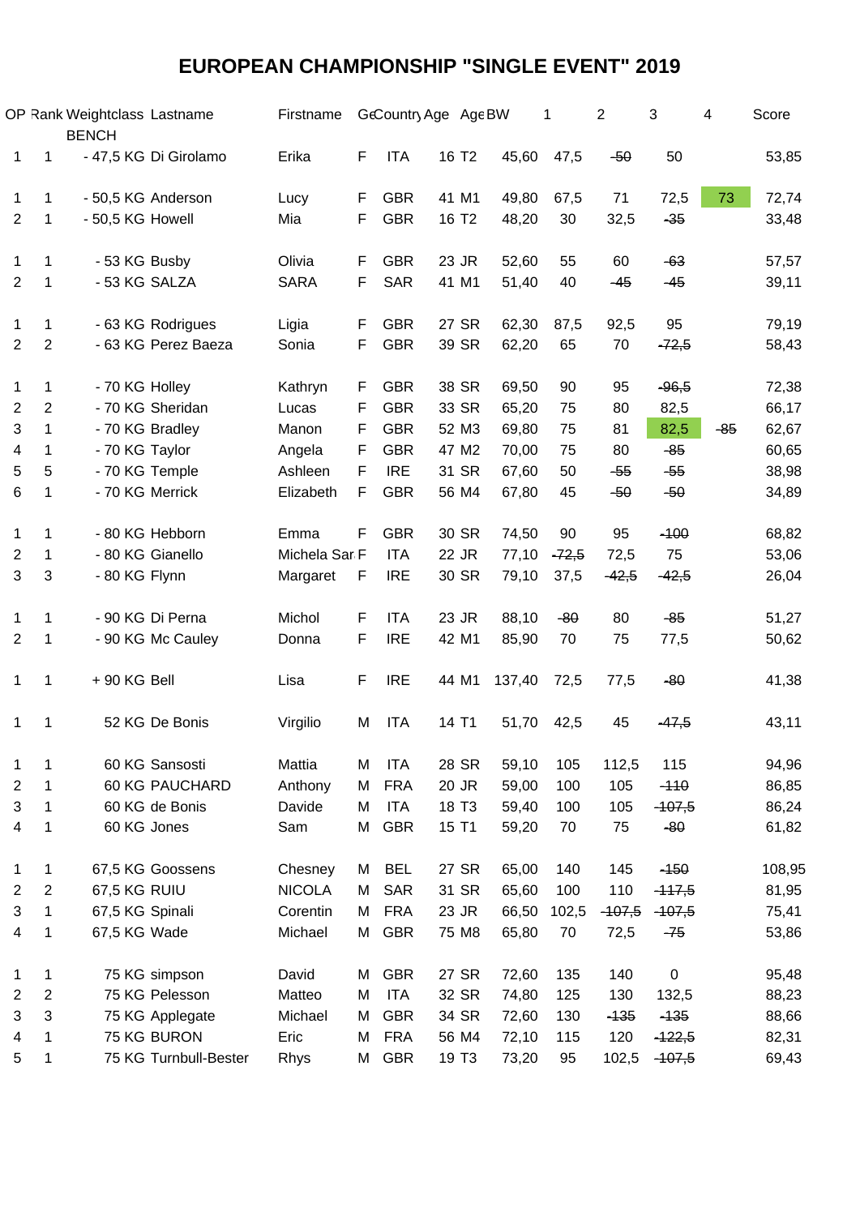# EUROPEAN CHAMPIONSHIP "SINGLE EVENT" 2019

| OP | Rank | Weightclass BENCH | Lastname | Firstname | Ge | Country | Age | Age | BW | 1 | 2 | 3 | 4 | Score |
|---|---|---|---|---|---|---|---|---|---|---|---|---|---|---|
| 1 | 1 | - 47,5 KG | Di Girolamo | Erika | F | ITA | 16 | T2 | 45,60 | 47,5 | ~~50~~ | 50 | | 53,85 |
| 1 | 1 | - 50,5 KG | Anderson | Lucy | F | GBR | 41 | M1 | 49,80 | 67,5 | 71 | 72,5 | 73 | 72,74 |
| 2 | 1 | - 50,5 KG | Howell | Mia | F | GBR | 16 | T2 | 48,20 | 30 | 32,5 | ~~35~~ | | 33,48 |
| 1 | 1 | - 53 KG | Busby | Olivia | F | GBR | 23 | JR | 52,60 | 55 | 60 | ~~63~~ | | 57,57 |
| 2 | 1 | - 53 KG | SALZA | SARA | F | SAR | 41 | M1 | 51,40 | 40 | ~~45~~ | ~~45~~ | | 39,11 |
| 1 | 1 | - 63 KG | Rodrigues | Ligia | F | GBR | 27 | SR | 62,30 | 87,5 | 92,5 | 95 | | 79,19 |
| 2 | 2 | - 63 KG | Perez Baeza | Sonia | F | GBR | 39 | SR | 62,20 | 65 | 70 | ~~72,5~~ | | 58,43 |
| 1 | 1 | - 70 KG | Holley | Kathryn | F | GBR | 38 | SR | 69,50 | 90 | 95 | ~~96,5~~ | | 72,38 |
| 2 | 2 | - 70 KG | Sheridan | Lucas | F | GBR | 33 | SR | 65,20 | 75 | 80 | 82,5 | | 66,17 |
| 3 | 1 | - 70 KG | Bradley | Manon | F | GBR | 52 | M3 | 69,80 | 75 | 81 | 82,5 | ~~85~~ | 62,67 |
| 4 | 1 | - 70 KG | Taylor | Angela | F | GBR | 47 | M2 | 70,00 | 75 | 80 | ~~85~~ | | 60,65 |
| 5 | 5 | - 70 KG | Temple | Ashleen | F | IRE | 31 | SR | 67,60 | 50 | ~~55~~ | ~~55~~ | | 38,98 |
| 6 | 1 | - 70 KG | Merrick | Elizabeth | F | GBR | 56 | M4 | 67,80 | 45 | ~~50~~ | ~~50~~ | | 34,89 |
| 1 | 1 | - 80 KG | Hebborn | Emma | F | GBR | 30 | SR | 74,50 | 90 | 95 | ~~100~~ | | 68,82 |
| 2 | 1 | - 80 KG | Gianello | Michela Sar | F | ITA | 22 | JR | 77,10 | ~~72,5~~ | 72,5 | 75 | | 53,06 |
| 3 | 3 | - 80 KG | Flynn | Margaret | F | IRE | 30 | SR | 79,10 | 37,5 | ~~42,5~~ | ~~42,5~~ | | 26,04 |
| 1 | 1 | - 90 KG | Di Perna | Michol | F | ITA | 23 | JR | 88,10 | ~~80~~ | 80 | ~~85~~ | | 51,27 |
| 2 | 1 | - 90 KG | Mc Cauley | Donna | F | IRE | 42 | M1 | 85,90 | 70 | 75 | 77,5 | | 50,62 |
| 1 | 1 | + 90 KG | Bell | Lisa | F | IRE | 44 | M1 | 137,40 | 72,5 | 77,5 | ~~80~~ | | 41,38 |
| 1 | 1 | 52 KG | De Bonis | Virgilio | M | ITA | 14 | T1 | 51,70 | 42,5 | 45 | ~~47,5~~ | | 43,11 |
| 1 | 1 | 60 KG | Sansosti | Mattia | M | ITA | 28 | SR | 59,10 | 105 | 112,5 | 115 | | 94,96 |
| 2 | 1 | 60 KG | PAUCHARD | Anthony | M | FRA | 20 | JR | 59,00 | 100 | 105 | ~~110~~ | | 86,85 |
| 3 | 1 | 60 KG | de Bonis | Davide | M | ITA | 18 | T3 | 59,40 | 100 | 105 | ~~107,5~~ | | 86,24 |
| 4 | 1 | 60 KG | Jones | Sam | M | GBR | 15 | T1 | 59,20 | 70 | 75 | ~~80~~ | | 61,82 |
| 1 | 1 | 67,5 KG | Goossens | Chesney | M | BEL | 27 | SR | 65,00 | 140 | 145 | ~~150~~ | | 108,95 |
| 2 | 2 | 67,5 KG | RUIU | NICOLA | M | SAR | 31 | SR | 65,60 | 100 | 110 | ~~117,5~~ | | 81,95 |
| 3 | 1 | 67,5 KG | Spinali | Corentin | M | FRA | 23 | JR | 66,50 | 102,5 | ~~107,5~~ | ~~107,5~~ | | 75,41 |
| 4 | 1 | 67,5 KG | Wade | Michael | M | GBR | 75 | M8 | 65,80 | 70 | 72,5 | ~~75~~ | | 53,86 |
| 1 | 1 | 75 KG | simpson | David | M | GBR | 27 | SR | 72,60 | 135 | 140 | 0 | | 95,48 |
| 2 | 2 | 75 KG | Pelesson | Matteo | M | ITA | 32 | SR | 74,80 | 125 | 130 | 132,5 | | 88,23 |
| 3 | 3 | 75 KG | Applegate | Michael | M | GBR | 34 | SR | 72,60 | 130 | ~~135~~ | ~~135~~ | | 88,66 |
| 4 | 1 | 75 KG | BURON | Eric | M | FRA | 56 | M4 | 72,10 | 115 | 120 | ~~122,5~~ | | 82,31 |
| 5 | 1 | 75 KG | Turnbull-Bester | Rhys | M | GBR | 19 | T3 | 73,20 | 95 | 102,5 | ~~107,5~~ | | 69,43 |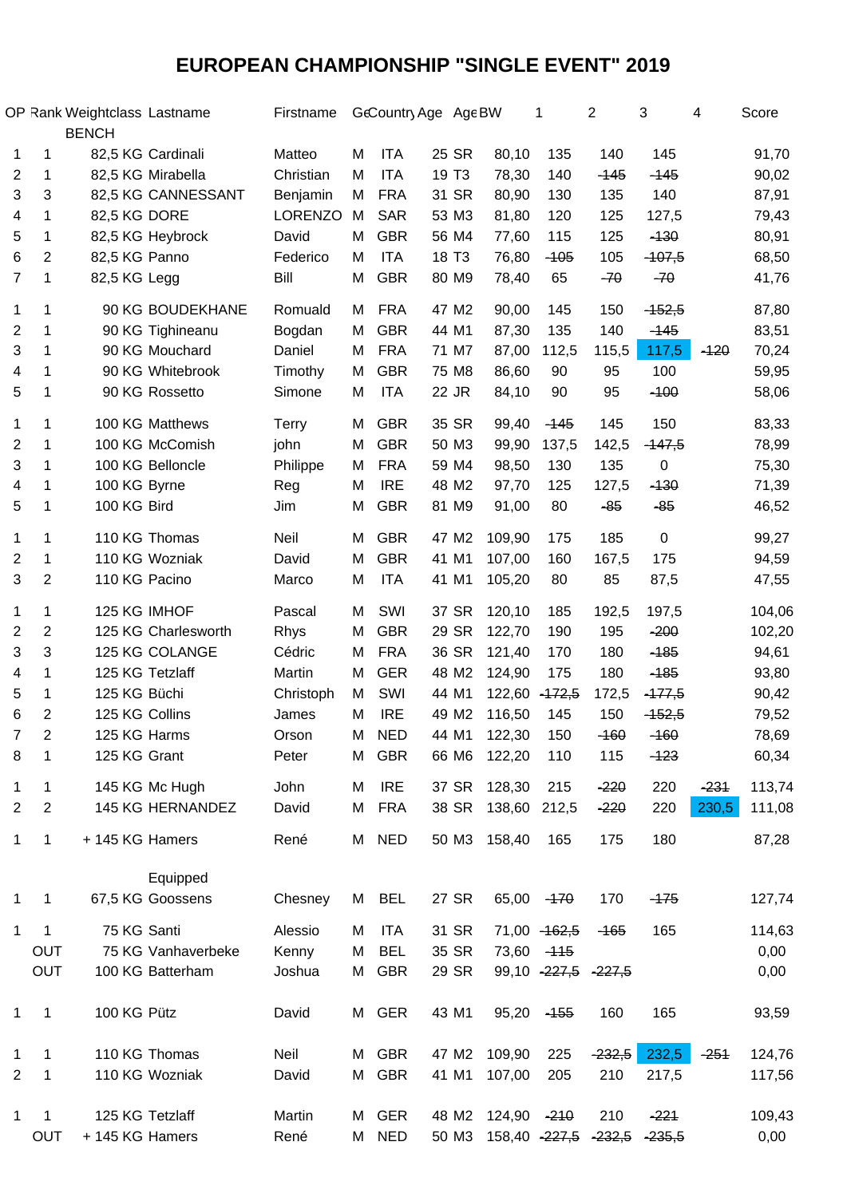# EUROPEAN CHAMPIONSHIP "SINGLE EVENT" 2019

| OP | Rank | Weightclass | Lastname | Firstname | Ge | Country | Age | Age | BW | 1 | 2 | 3 | 4 | Score |
|---|---|---|---|---|---|---|---|---|---|---|---|---|---|---|
| | | BENCH | | | | | | | | | | | | |
| 1 | 1 | 82,5 KG | Cardinali | Matteo | M | ITA | 25 | SR | 80,10 | 135 | 140 | 145 | | 91,70 |
| 2 | 1 | 82,5 KG | Mirabella | Christian | M | ITA | 19 | T3 | 78,30 | 140 | ~~145~~ | ~~145~~ | | 90,02 |
| 3 | 3 | 82,5 KG | CANNESSANT | Benjamin | M | FRA | 31 | SR | 80,90 | 130 | 135 | 140 | | 87,91 |
| 4 | 1 | 82,5 KG | DORE | LORENZO | M | SAR | 53 | M3 | 81,80 | 120 | 125 | 127,5 | | 79,43 |
| 5 | 1 | 82,5 KG | Heybrock | David | M | GBR | 56 | M4 | 77,60 | 115 | 125 | ~~130~~ | | 80,91 |
| 6 | 2 | 82,5 KG | Panno | Federico | M | ITA | 18 | T3 | 76,80 | ~~105~~ | 105 | ~~107,5~~ | | 68,50 |
| 7 | 1 | 82,5 KG | Legg | Bill | M | GBR | 80 | M9 | 78,40 | 65 | ~~70~~ | ~~70~~ | | 41,76 |
| 1 | 1 | 90 KG | BOUDEKHANE | Romuald | M | FRA | 47 | M2 | 90,00 | 145 | 150 | ~~152,5~~ | | 87,80 |
| 2 | 1 | 90 KG | Tighineanu | Bogdan | M | GBR | 44 | M1 | 87,30 | 135 | 140 | ~~145~~ | | 83,51 |
| 3 | 1 | 90 KG | Mouchard | Daniel | M | FRA | 71 | M7 | 87,00 | 112,5 | 115,5 | 117,5 | ~~120~~ | 70,24 |
| 4 | 1 | 90 KG | Whitebrook | Timothy | M | GBR | 75 | M8 | 86,60 | 90 | 95 | 100 | | 59,95 |
| 5 | 1 | 90 KG | Rossetto | Simone | M | ITA | 22 | JR | 84,10 | 90 | 95 | ~~100~~ | | 58,06 |
| 1 | 1 | 100 KG | Matthews | Terry | M | GBR | 35 | SR | 99,40 | ~~145~~ | 145 | 150 | | 83,33 |
| 2 | 1 | 100 KG | McComish | john | M | GBR | 50 | M3 | 99,90 | 137,5 | 142,5 | ~~147,5~~ | | 78,99 |
| 3 | 1 | 100 KG | Belloncle | Philippe | M | FRA | 59 | M4 | 98,50 | 130 | 135 | 0 | | 75,30 |
| 4 | 1 | 100 KG | Byrne | Reg | M | IRE | 48 | M2 | 97,70 | 125 | 127,5 | ~~130~~ | | 71,39 |
| 5 | 1 | 100 KG | Bird | Jim | M | GBR | 81 | M9 | 91,00 | 80 | ~~85~~ | ~~85~~ | | 46,52 |
| 1 | 1 | 110 KG | Thomas | Neil | M | GBR | 47 | M2 | 109,90 | 175 | 185 | 0 | | 99,27 |
| 2 | 1 | 110 KG | Wozniak | David | M | GBR | 41 | M1 | 107,00 | 160 | 167,5 | 175 | | 94,59 |
| 3 | 2 | 110 KG | Pacino | Marco | M | ITA | 41 | M1 | 105,20 | 80 | 85 | 87,5 | | 47,55 |
| 1 | 1 | 125 KG | IMHOF | Pascal | M | SWI | 37 | SR | 120,10 | 185 | 192,5 | 197,5 | | 104,06 |
| 2 | 2 | 125 KG | Charlesworth | Rhys | M | GBR | 29 | SR | 122,70 | 190 | 195 | ~~200~~ | | 102,20 |
| 3 | 3 | 125 KG | COLANGE | Cédric | M | FRA | 36 | SR | 121,40 | 170 | 180 | ~~185~~ | | 94,61 |
| 4 | 1 | 125 KG | Tetzlaff | Martin | M | GER | 48 | M2 | 124,90 | 175 | 180 | ~~185~~ | | 93,80 |
| 5 | 1 | 125 KG | Büchi | Christoph | M | SWI | 44 | M1 | 122,60 | ~~172,5~~ | 172,5 | ~~177,5~~ | | 90,42 |
| 6 | 2 | 125 KG | Collins | James | M | IRE | 49 | M2 | 116,50 | 145 | 150 | ~~152,5~~ | | 79,52 |
| 7 | 2 | 125 KG | Harms | Orson | M | NED | 44 | M1 | 122,30 | 150 | ~~160~~ | ~~160~~ | | 78,69 |
| 8 | 1 | 125 KG | Grant | Peter | M | GBR | 66 | M6 | 122,20 | 110 | 115 | ~~123~~ | | 60,34 |
| 1 | 1 | 145 KG | Mc Hugh | John | M | IRE | 37 | SR | 128,30 | 215 | ~~220~~ | 220 | ~~231~~ | 113,74 |
| 2 | 2 | 145 KG | HERNANDEZ | David | M | FRA | 38 | SR | 138,60 | 212,5 | ~~220~~ | 220 | 230,5 | 111,08 |
| 1 | 1 | + 145 KG | Hamers | René | M | NED | 50 | M3 | 158,40 | 165 | 175 | 180 | | 87,28 |
| | | | Equipped | | | | | | | | | | | |
| 1 | 1 | 67,5 KG | Goossens | Chesney | M | BEL | 27 | SR | 65,00 | ~~170~~ | 170 | ~~175~~ | | 127,74 |
| 1 | 1 | 75 KG | Santi | Alessio | M | ITA | 31 | SR | 71,00 | ~~162,5~~ | ~~165~~ | 165 | | 114,63 |
| | OUT | 75 KG | Vanhaverbeke | Kenny | M | BEL | 35 | SR | 73,60 | ~~115~~ | | | | 0,00 |
| | OUT | 100 KG | Batterham | Joshua | M | GBR | 29 | SR | 99,10 | ~~227,5~~ | ~~227,5~~ | | | 0,00 |
| 1 | 1 | 100 KG | Pütz | David | M | GER | 43 | M1 | 95,20 | ~~155~~ | 160 | 165 | | 93,59 |
| 1 | 1 | 110 KG | Thomas | Neil | M | GBR | 47 | M2 | 109,90 | 225 | ~~232,5~~ | 232,5 | ~~251~~ | 124,76 |
| 2 | 1 | 110 KG | Wozniak | David | M | GBR | 41 | M1 | 107,00 | 205 | 210 | 217,5 | | 117,56 |
| 1 | 1 | 125 KG | Tetzlaff | Martin | M | GER | 48 | M2 | 124,90 | ~~210~~ | 210 | ~~221~~ | | 109,43 |
| | OUT | + 145 KG | Hamers | René | M | NED | 50 | M3 | 158,40 | ~~227,5~~ | ~~232,5~~ | ~~235,5~~ | | 0,00 |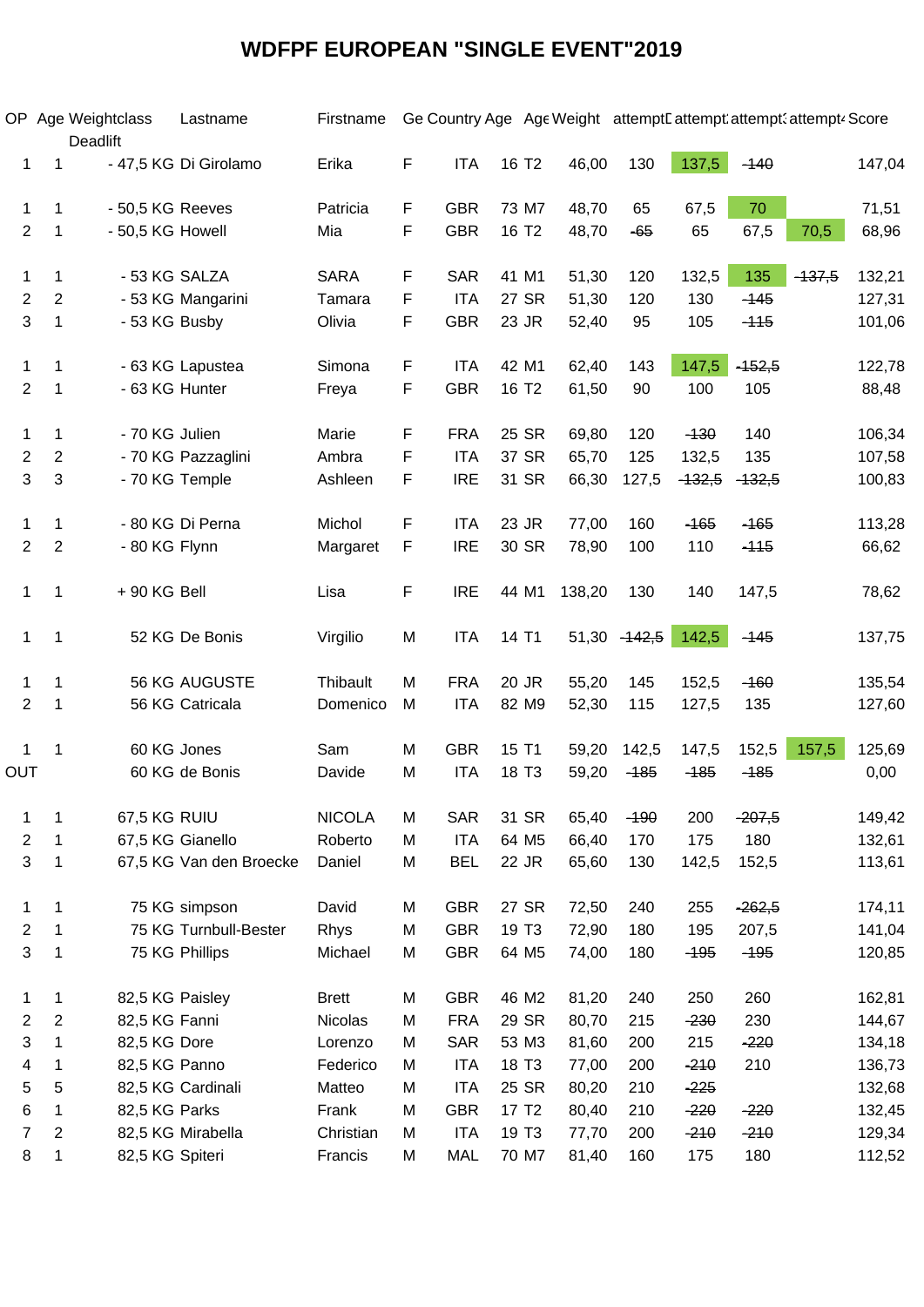# WDFPF EUROPEAN "SINGLE EVENT"2019

| OP | Age | Weightclass Deadlift | Lastname | Firstname | Ge | Country | Age | Age | Weight | attempt1 | attempt2 | attempt3 | attempt4 | Score |
|---|---|---|---|---|---|---|---|---|---|---|---|---|---|---|
| 1 | 1 | - 47,5 KG | Di Girolamo | Erika | F | ITA | 16 | T2 | 46,00 | 130 | 137,5 | ~~140~~ | | 147,04 |
| 1 | 1 | - 50,5 KG | Reeves | Patricia | F | GBR | 73 | M7 | 48,70 | 65 | 67,5 | 70 | | 71,51 |
| 2 | 1 | - 50,5 KG | Howell | Mia | F | GBR | 16 | T2 | 48,70 | ~~65~~ | 65 | 67,5 | 70,5 | 68,96 |
| 1 | 1 | - 53 KG | SALZA | SARA | F | SAR | 41 | M1 | 51,30 | 120 | 132,5 | 135 | ~~137,5~~ | 132,21 |
| 2 | 2 | - 53 KG | Mangarini | Tamara | F | ITA | 27 | SR | 51,30 | 120 | 130 | ~~145~~ | | 127,31 |
| 3 | 1 | - 53 KG | Busby | Olivia | F | GBR | 23 | JR | 52,40 | 95 | 105 | ~~115~~ | | 101,06 |
| 1 | 1 | - 63 KG | Lapustea | Simona | F | ITA | 42 | M1 | 62,40 | 143 | 147,5 | ~~152,5~~ | | 122,78 |
| 2 | 1 | - 63 KG | Hunter | Freya | F | GBR | 16 | T2 | 61,50 | 90 | 100 | 105 | | 88,48 |
| 1 | 1 | - 70 KG | Julien | Marie | F | FRA | 25 | SR | 69,80 | 120 | ~~130~~ | 140 | | 106,34 |
| 2 | 2 | - 70 KG | Pazzaglini | Ambra | F | ITA | 37 | SR | 65,70 | 125 | 132,5 | 135 | | 107,58 |
| 3 | 3 | - 70 KG | Temple | Ashleen | F | IRE | 31 | SR | 66,30 | 127,5 | ~~132,5~~ | ~~132,5~~ | | 100,83 |
| 1 | 1 | - 80 KG | Di Perna | Michol | F | ITA | 23 | JR | 77,00 | 160 | ~~165~~ | ~~165~~ | | 113,28 |
| 2 | 2 | - 80 KG | Flynn | Margaret | F | IRE | 30 | SR | 78,90 | 100 | 110 | ~~115~~ | | 66,62 |
| 1 | 1 | + 90 KG | Bell | Lisa | F | IRE | 44 | M1 | 138,20 | 130 | 140 | 147,5 | | 78,62 |
| 1 | 1 | 52 KG | De Bonis | Virgilio | M | ITA | 14 | T1 | 51,30 | ~~142,5~~ | 142,5 | ~~145~~ | | 137,75 |
| 1 | 1 | 56 KG | AUGUSTE | Thibault | M | FRA | 20 | JR | 55,20 | 145 | 152,5 | ~~160~~ | | 135,54 |
| 2 | 1 | 56 KG | Catricala | Domenico | M | ITA | 82 | M9 | 52,30 | 115 | 127,5 | 135 | | 127,60 |
| 1 | 1 | 60 KG | Jones | Sam | M | GBR | 15 | T1 | 59,20 | 142,5 | 147,5 | 152,5 | 157,5 | 125,69 |
| OUT | | 60 KG | de Bonis | Davide | M | ITA | 18 | T3 | 59,20 | ~~185~~ | ~~185~~ | ~~185~~ | | 0,00 |
| 1 | 1 | 67,5 KG | RUIU | NICOLA | M | SAR | 31 | SR | 65,40 | ~~190~~ | 200 | ~~207,5~~ | | 149,42 |
| 2 | 1 | 67,5 KG | Gianello | Roberto | M | ITA | 64 | M5 | 66,40 | 170 | 175 | 180 | | 132,61 |
| 3 | 1 | 67,5 KG | Van den Broecke | Daniel | M | BEL | 22 | JR | 65,60 | 130 | 142,5 | 152,5 | | 113,61 |
| 1 | 1 | 75 KG | simpson | David | M | GBR | 27 | SR | 72,50 | 240 | 255 | ~~262,5~~ | | 174,11 |
| 2 | 1 | 75 KG | Turnbull-Bester | Rhys | M | GBR | 19 | T3 | 72,90 | 180 | 195 | 207,5 | | 141,04 |
| 3 | 1 | 75 KG | Phillips | Michael | M | GBR | 64 | M5 | 74,00 | 180 | ~~195~~ | ~~195~~ | | 120,85 |
| 1 | 1 | 82,5 KG | Paisley | Brett | M | GBR | 46 | M2 | 81,20 | 240 | 250 | 260 | | 162,81 |
| 2 | 2 | 82,5 KG | Fanni | Nicolas | M | FRA | 29 | SR | 80,70 | 215 | ~~230~~ | 230 | | 144,67 |
| 3 | 1 | 82,5 KG | Dore | Lorenzo | M | SAR | 53 | M3 | 81,60 | 200 | 215 | ~~220~~ | | 134,18 |
| 4 | 1 | 82,5 KG | Panno | Federico | M | ITA | 18 | T3 | 77,00 | 200 | ~~210~~ | 210 | | 136,73 |
| 5 | 5 | 82,5 KG | Cardinali | Matteo | M | ITA | 25 | SR | 80,20 | 210 | ~~225~~ | | | 132,68 |
| 6 | 1 | 82,5 KG | Parks | Frank | M | GBR | 17 | T2 | 80,40 | 210 | ~~220~~ | ~~220~~ | | 132,45 |
| 7 | 2 | 82,5 KG | Mirabella | Christian | M | ITA | 19 | T3 | 77,70 | 200 | ~~210~~ | ~~210~~ | | 129,34 |
| 8 | 1 | 82,5 KG | Spiteri | Francis | M | MAL | 70 | M7 | 81,40 | 160 | 175 | 180 | | 112,52 |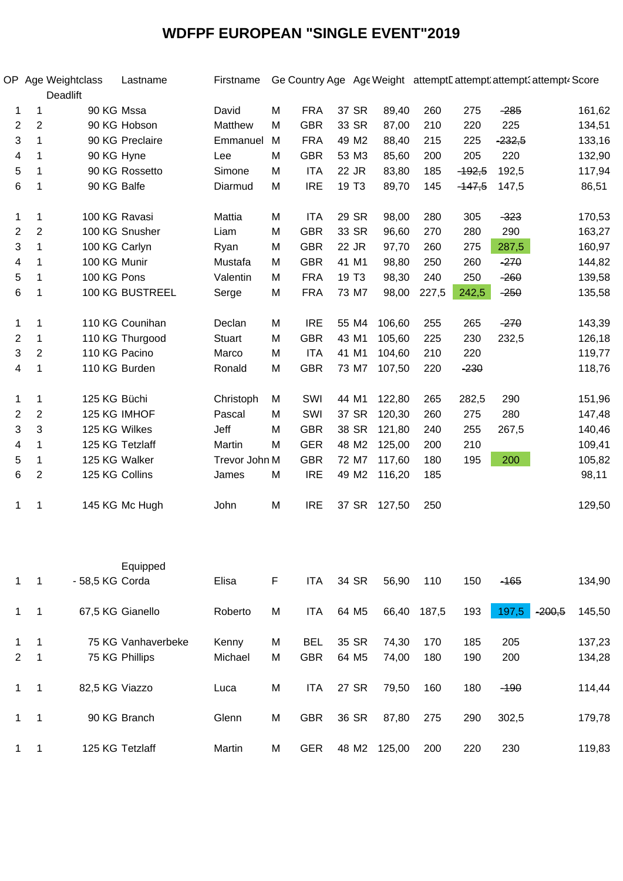# WDFPF EUROPEAN "SINGLE EVENT"2019

| OP | Age | Weightclass | Lastname | Firstname | Ge | Country | Age | Age | Weight | attempt1 | attempt2 | attempt3 | attempt4 | Score |
|---|---|---|---|---|---|---|---|---|---|---|---|---|---|---|
| | | Deadlift | | | | | | | | | | | | |
| 1 | 1 | 90 KG | Mssa | David | M | FRA | 37 | SR | 89,40 | 260 | 275 | ~~285~~ | | 161,62 |
| 2 | 2 | 90 KG | Hobson | Matthew | M | GBR | 33 | SR | 87,00 | 210 | 220 | 225 | | 134,51 |
| 3 | 1 | 90 KG | Preclaire | Emmanuel | M | FRA | 49 | M2 | 88,40 | 215 | 225 | ~~232,5~~ | | 133,16 |
| 4 | 1 | 90 KG | Hyne | Lee | M | GBR | 53 | M3 | 85,60 | 200 | 205 | 220 | | 132,90 |
| 5 | 1 | 90 KG | Rossetto | Simone | M | ITA | 22 | JR | 83,80 | 185 | ~~192,5~~ | 192,5 | | 117,94 |
| 6 | 1 | 90 KG | Balfe | Diarmud | M | IRE | 19 | T3 | 89,70 | 145 | ~~147,5~~ | 147,5 | | 86,51 |
| 1 | 1 | 100 KG | Ravasi | Mattia | M | ITA | 29 | SR | 98,00 | 280 | 305 | ~~323~~ | | 170,53 |
| 2 | 2 | 100 KG | Snusher | Liam | M | GBR | 33 | SR | 96,60 | 270 | 280 | 290 | | 163,27 |
| 3 | 1 | 100 KG | Carlyn | Ryan | M | GBR | 22 | JR | 97,70 | 260 | 275 | 287,5 | | 160,97 |
| 4 | 1 | 100 KG | Munir | Mustafa | M | GBR | 41 | M1 | 98,80 | 250 | 260 | ~~270~~ | | 144,82 |
| 5 | 1 | 100 KG | Pons | Valentin | M | FRA | 19 | T3 | 98,30 | 240 | 250 | ~~260~~ | | 139,58 |
| 6 | 1 | 100 KG | BUSTREEL | Serge | M | FRA | 73 | M7 | 98,00 | 227,5 | 242,5 | ~~250~~ | | 135,58 |
| 1 | 1 | 110 KG | Counihan | Declan | M | IRE | 55 | M4 | 106,60 | 255 | 265 | ~~270~~ | | 143,39 |
| 2 | 1 | 110 KG | Thurgood | Stuart | M | GBR | 43 | M1 | 105,60 | 225 | 230 | 232,5 | | 126,18 |
| 3 | 2 | 110 KG | Pacino | Marco | M | ITA | 41 | M1 | 104,60 | 210 | 220 | | | 119,77 |
| 4 | 1 | 110 KG | Burden | Ronald | M | GBR | 73 | M7 | 107,50 | 220 | ~~230~~ | | | 118,76 |
| 1 | 1 | 125 KG | Büchi | Christoph | M | SWI | 44 | M1 | 122,80 | 265 | 282,5 | 290 | | 151,96 |
| 2 | 2 | 125 KG | IMHOF | Pascal | M | SWI | 37 | SR | 120,30 | 260 | 275 | 280 | | 147,48 |
| 3 | 3 | 125 KG | Wilkes | Jeff | M | GBR | 38 | SR | 121,80 | 240 | 255 | 267,5 | | 140,46 |
| 4 | 1 | 125 KG | Tetzlaff | Martin | M | GER | 48 | M2 | 125,00 | 200 | 210 | | | 109,41 |
| 5 | 1 | 125 KG | Walker | Trevor John | M | GBR | 72 | M7 | 117,60 | 180 | 195 | 200 | | 105,82 |
| 6 | 2 | 125 KG | Collins | James | M | IRE | 49 | M2 | 116,20 | 185 | | | | 98,11 |
| 1 | 1 | 145 KG | Mc Hugh | John | M | IRE | 37 | SR | 127,50 | 250 | | | | 129,50 |
| | | | Equipped | | | | | | | | | | | |
| 1 | 1 | - 58,5 KG | Corda | Elisa | F | ITA | 34 | SR | 56,90 | 110 | 150 | ~~165~~ | | 134,90 |
| 1 | 1 | 67,5 KG | Gianello | Roberto | M | ITA | 64 | M5 | 66,40 | 187,5 | 193 | 197,5 | ~~200,5~~ | 145,50 |
| 1 | 1 | 75 KG | Vanhaverbeke | Kenny | M | BEL | 35 | SR | 74,30 | 170 | 185 | 205 | | 137,23 |
| 2 | 1 | 75 KG | Phillips | Michael | M | GBR | 64 | M5 | 74,00 | 180 | 190 | 200 | | 134,28 |
| 1 | 1 | 82,5 KG | Viazzo | Luca | M | ITA | 27 | SR | 79,50 | 160 | 180 | ~~190~~ | | 114,44 |
| 1 | 1 | 90 KG | Branch | Glenn | M | GBR | 36 | SR | 87,80 | 275 | 290 | 302,5 | | 179,78 |
| 1 | 1 | 125 KG | Tetzlaff | Martin | M | GER | 48 | M2 | 125,00 | 200 | 220 | 230 | | 119,83 |